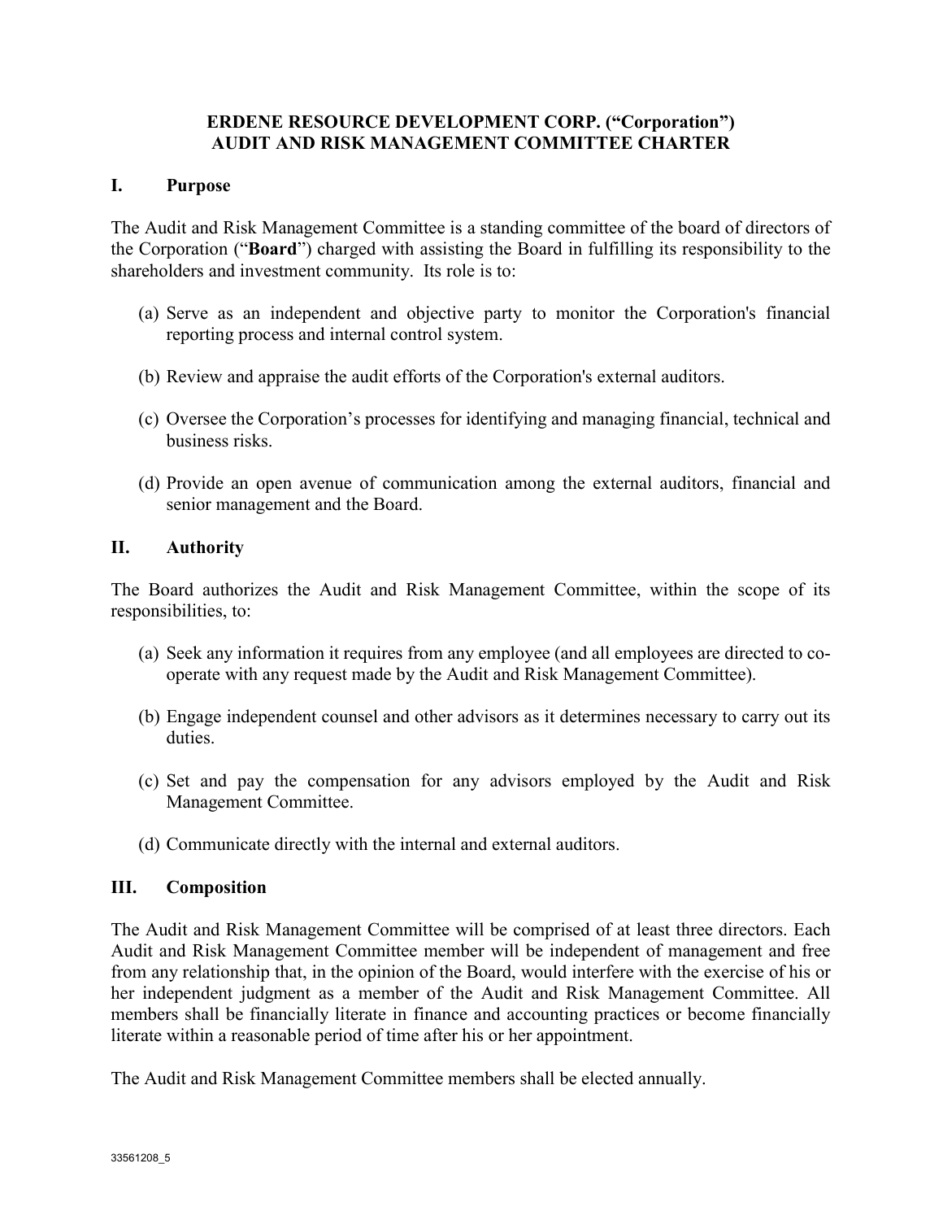# ERDENE RESOURCE DEVELOPMENT CORP. ("Corporation")
# AUDIT AND RISK MANAGEMENT COMMITTEE CHARTER

## I. Purpose

The Audit and Risk Management Committee is a standing committee of the board of directors of the Corporation ("**Board**") charged with assisting the Board in fulfilling its responsibility to the shareholders and investment community. Its role is to:

(a) Serve as an independent and objective party to monitor the Corporation's financial reporting process and internal control system.

(b) Review and appraise the audit efforts of the Corporation's external auditors.

(c) Oversee the Corporation's processes for identifying and managing financial, technical and business risks.

(d) Provide an open avenue of communication among the external auditors, financial and senior management and the Board.

## II. Authority

The Board authorizes the Audit and Risk Management Committee, within the scope of its responsibilities, to:

(a) Seek any information it requires from any employee (and all employees are directed to co-operate with any request made by the Audit and Risk Management Committee).

(b) Engage independent counsel and other advisors as it determines necessary to carry out its duties.

(c) Set and pay the compensation for any advisors employed by the Audit and Risk Management Committee.

(d) Communicate directly with the internal and external auditors.

## III. Composition

The Audit and Risk Management Committee will be comprised of at least three directors. Each Audit and Risk Management Committee member will be independent of management and free from any relationship that, in the opinion of the Board, would interfere with the exercise of his or her independent judgment as a member of the Audit and Risk Management Committee. All members shall be financially literate in finance and accounting practices or become financially literate within a reasonable period of time after his or her appointment.

The Audit and Risk Management Committee members shall be elected annually.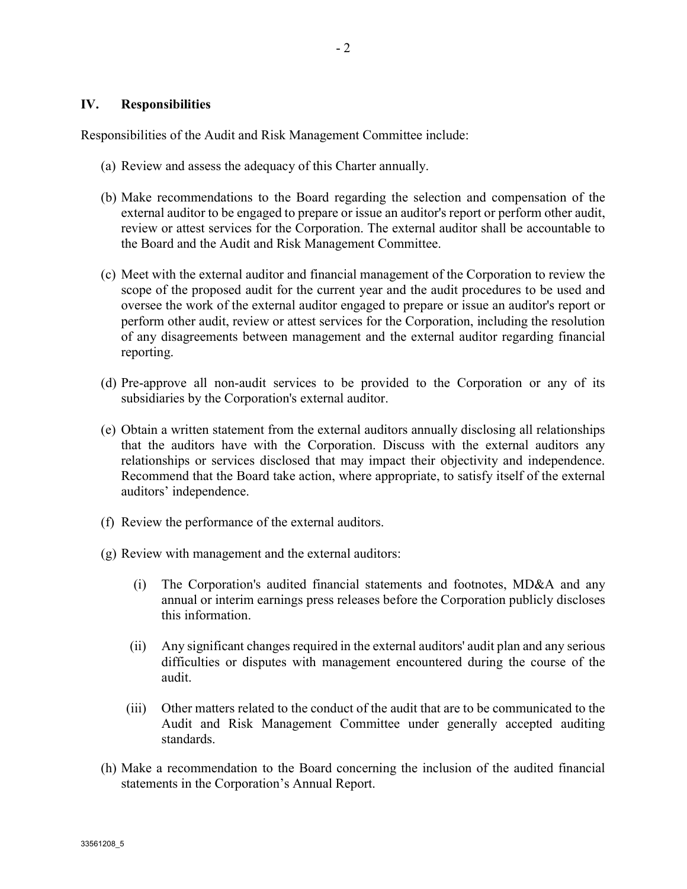## IV. Responsibilities

Responsibilities of the Audit and Risk Management Committee include:

(a) Review and assess the adequacy of this Charter annually.

(b) Make recommendations to the Board regarding the selection and compensation of the external auditor to be engaged to prepare or issue an auditor's report or perform other audit, review or attest services for the Corporation. The external auditor shall be accountable to the Board and the Audit and Risk Management Committee.

(c) Meet with the external auditor and financial management of the Corporation to review the scope of the proposed audit for the current year and the audit procedures to be used and oversee the work of the external auditor engaged to prepare or issue an auditor's report or perform other audit, review or attest services for the Corporation, including the resolution of any disagreements between management and the external auditor regarding financial reporting.

(d) Pre-approve all non-audit services to be provided to the Corporation or any of its subsidiaries by the Corporation's external auditor.

(e) Obtain a written statement from the external auditors annually disclosing all relationships that the auditors have with the Corporation. Discuss with the external auditors any relationships or services disclosed that may impact their objectivity and independence. Recommend that the Board take action, where appropriate, to satisfy itself of the external auditors' independence.

(f) Review the performance of the external auditors.

(g) Review with management and the external auditors:

- (i) The Corporation's audited financial statements and footnotes, MD&A and any annual or interim earnings press releases before the Corporation publicly discloses this information.
- (ii) Any significant changes required in the external auditors' audit plan and any serious difficulties or disputes with management encountered during the course of the audit.
- (iii) Other matters related to the conduct of the audit that are to be communicated to the Audit and Risk Management Committee under generally accepted auditing standards.

(h) Make a recommendation to the Board concerning the inclusion of the audited financial statements in the Corporation's Annual Report.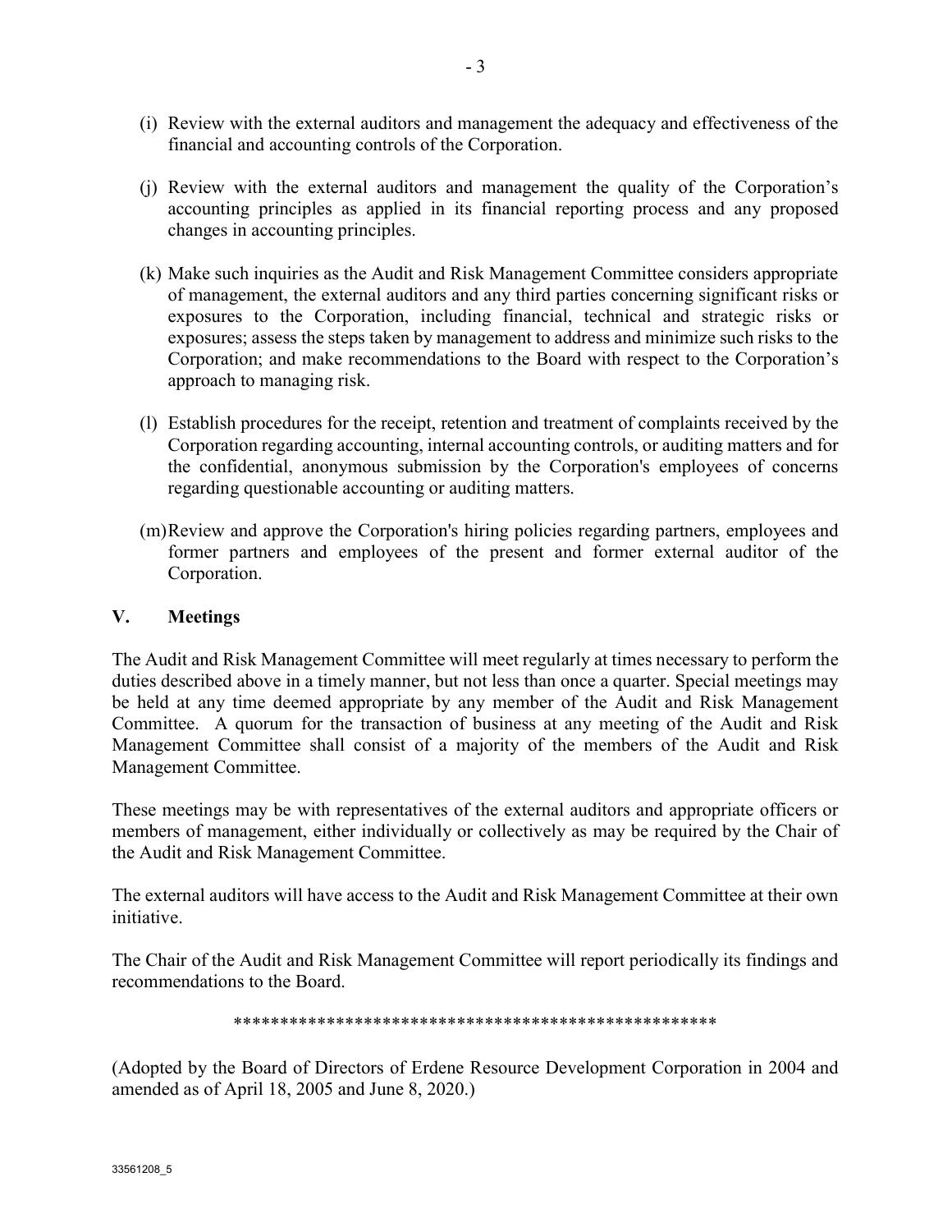(i) Review with the external auditors and management the adequacy and effectiveness of the financial and accounting controls of the Corporation.

(j) Review with the external auditors and management the quality of the Corporation's accounting principles as applied in its financial reporting process and any proposed changes in accounting principles.

(k) Make such inquiries as the Audit and Risk Management Committee considers appropriate of management, the external auditors and any third parties concerning significant risks or exposures to the Corporation, including financial, technical and strategic risks or exposures; assess the steps taken by management to address and minimize such risks to the Corporation; and make recommendations to the Board with respect to the Corporation's approach to managing risk.

(l) Establish procedures for the receipt, retention and treatment of complaints received by the Corporation regarding accounting, internal accounting controls, or auditing matters and for the confidential, anonymous submission by the Corporation's employees of concerns regarding questionable accounting or auditing matters.

(m) Review and approve the Corporation's hiring policies regarding partners, employees and former partners and employees of the present and former external auditor of the Corporation.

## V. Meetings

The Audit and Risk Management Committee will meet regularly at times necessary to perform the duties described above in a timely manner, but not less than once a quarter. Special meetings may be held at any time deemed appropriate by any member of the Audit and Risk Management Committee. A quorum for the transaction of business at any meeting of the Audit and Risk Management Committee shall consist of a majority of the members of the Audit and Risk Management Committee.

These meetings may be with representatives of the external auditors and appropriate officers or members of management, either individually or collectively as may be required by the Chair of the Audit and Risk Management Committee.

The external auditors will have access to the Audit and Risk Management Committee at their own initiative.

The Chair of the Audit and Risk Management Committee will report periodically its findings and recommendations to the Board.

\*\*\*\*\*\*\*\*\*\*\*\*\*\*\*\*\*\*\*\*\*\*\*\*\*\*\*\*\*\*\*\*\*\*\*\*\*\*\*\*\*\*\*\*\*\*\*\*\*\*\*\*

(Adopted by the Board of Directors of Erdene Resource Development Corporation in 2004 and amended as of April 18, 2005 and June 8, 2020.)

33561208_5